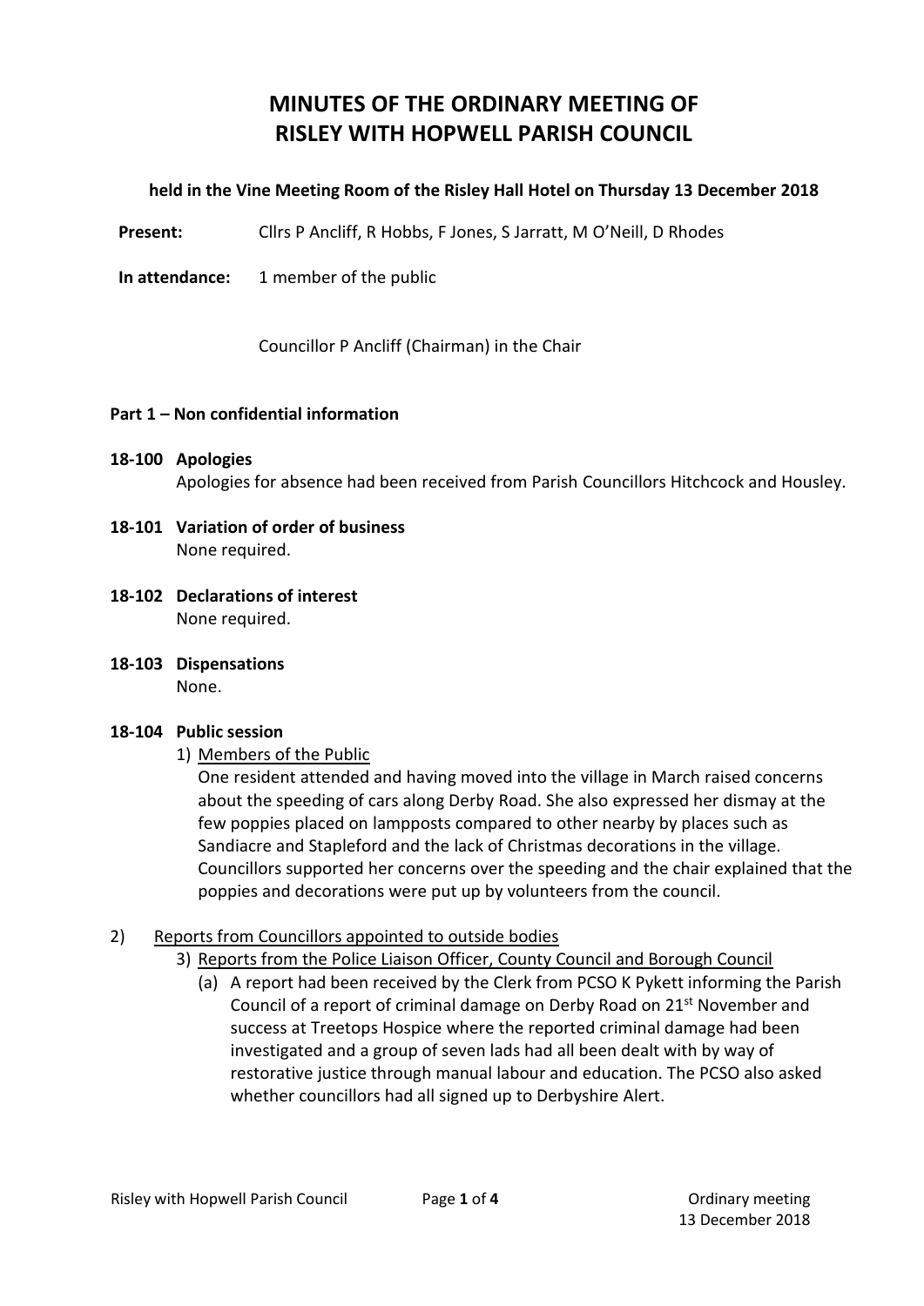# MINUTES OF THE ORDINARY MEETING OF RISLEY WITH HOPWELL PARISH COUNCIL

**held in the Vine Meeting Room of the Risley Hall Hotel on Thursday 13 December 2018**

**Present:** Cllrs P Ancliff, R Hobbs, F Jones, S Jarratt, M O'Neill, D Rhodes

**In attendance:** 1 member of the public

Councillor P Ancliff (Chairman) in the Chair

**Part 1 – Non confidential information**

**18-100 Apologies**
Apologies for absence had been received from Parish Councillors Hitchcock and Housley.

**18-101 Variation of order of business**
None required.

**18-102 Declarations of interest**
None required.

**18-103 Dispensations**
None.

**18-104 Public session**

1) <u>Members of the Public</u>
One resident attended and having moved into the village in March raised concerns about the speeding of cars along Derby Road. She also expressed her dismay at the few poppies placed on lampposts compared to other nearby by places such as Sandiacre and Stapleford and the lack of Christmas decorations in the village. Councillors supported her concerns over the speeding and the chair explained that the poppies and decorations were put up by volunteers from the council.

2) <u>Reports from Councillors appointed to outside bodies</u>

3) <u>Reports from the Police Liaison Officer, County Council and Borough Council</u>
   (a) A report had been received by the Clerk from PCSO K Pykett informing the Parish Council of a report of criminal damage on Derby Road on 21st November and success at Treetops Hospice where the reported criminal damage had been investigated and a group of seven lads had all been dealt with by way of restorative justice through manual labour and education. The PCSO also asked whether councillors had all signed up to Derbyshire Alert.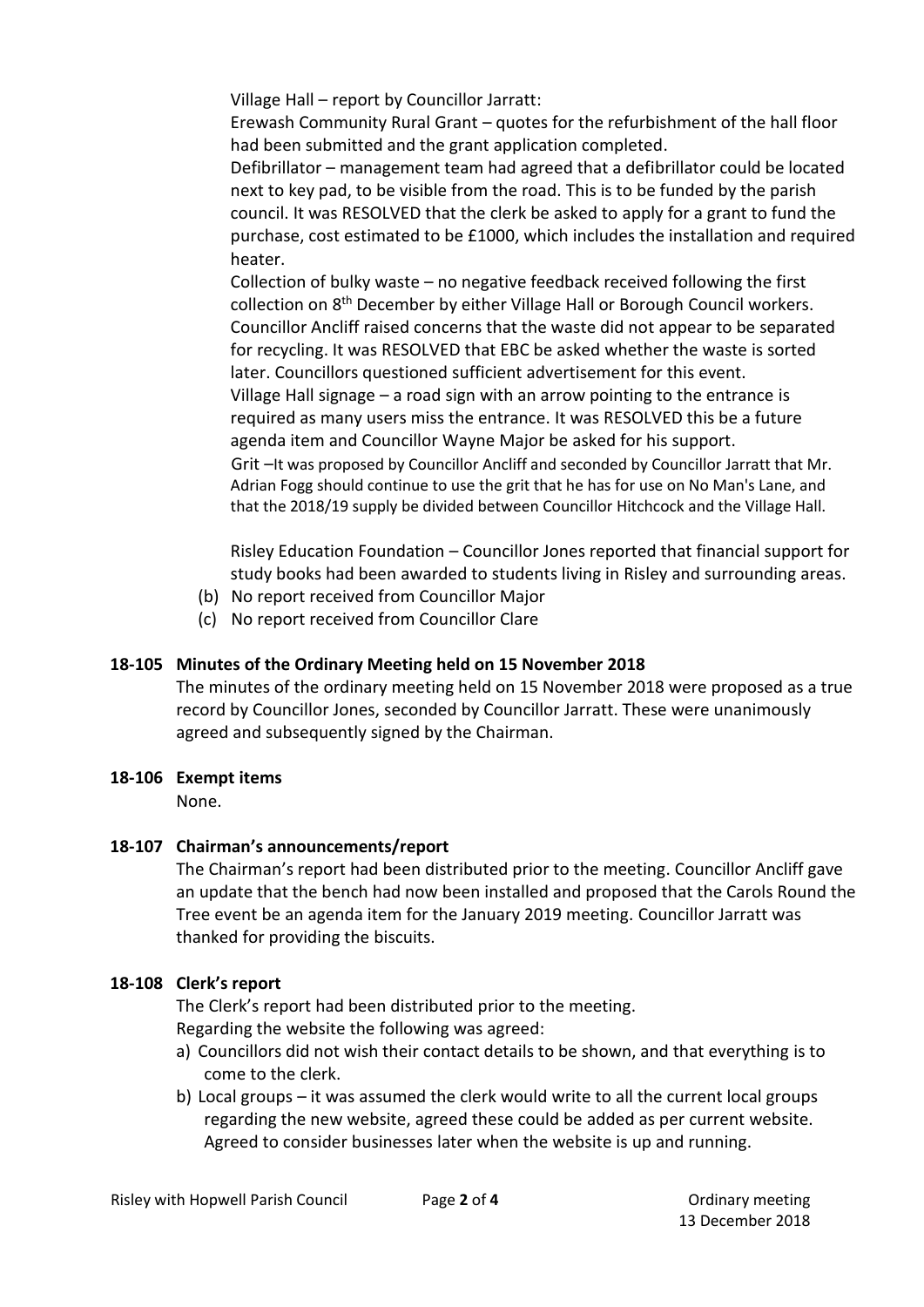Village Hall – report by Councillor Jarratt:

Erewash Community Rural Grant – quotes for the refurbishment of the hall floor had been submitted and the grant application completed.

Defibrillator – management team had agreed that a defibrillator could be located next to key pad, to be visible from the road. This is to be funded by the parish council. It was RESOLVED that the clerk be asked to apply for a grant to fund the purchase, cost estimated to be £1000, which includes the installation and required heater.

Collection of bulky waste – no negative feedback received following the first collection on 8th December by either Village Hall or Borough Council workers. Councillor Ancliff raised concerns that the waste did not appear to be separated for recycling. It was RESOLVED that EBC be asked whether the waste is sorted later. Councillors questioned sufficient advertisement for this event.

Village Hall signage – a road sign with an arrow pointing to the entrance is required as many users miss the entrance. It was RESOLVED this be a future agenda item and Councillor Wayne Major be asked for his support.

Grit –It was proposed by Councillor Ancliff and seconded by Councillor Jarratt that Mr. Adrian Fogg should continue to use the grit that he has for use on No Man's Lane, and that the 2018/19 supply be divided between Councillor Hitchcock and the Village Hall.

Risley Education Foundation – Councillor Jones reported that financial support for study books had been awarded to students living in Risley and surrounding areas.

(b) No report received from Councillor Major

(c) No report received from Councillor Clare

**18-105 Minutes of the Ordinary Meeting held on 15 November 2018**

The minutes of the ordinary meeting held on 15 November 2018 were proposed as a true record by Councillor Jones, seconded by Councillor Jarratt. These were unanimously agreed and subsequently signed by the Chairman.

**18-106 Exempt items**

None.

**18-107 Chairman's announcements/report**

The Chairman's report had been distributed prior to the meeting. Councillor Ancliff gave an update that the bench had now been installed and proposed that the Carols Round the Tree event be an agenda item for the January 2019 meeting. Councillor Jarratt was thanked for providing the biscuits.

**18-108 Clerk's report**

The Clerk's report had been distributed prior to the meeting.

Regarding the website the following was agreed:

a) Councillors did not wish their contact details to be shown, and that everything is to come to the clerk.

b) Local groups – it was assumed the clerk would write to all the current local groups regarding the new website, agreed these could be added as per current website. Agreed to consider businesses later when the website is up and running.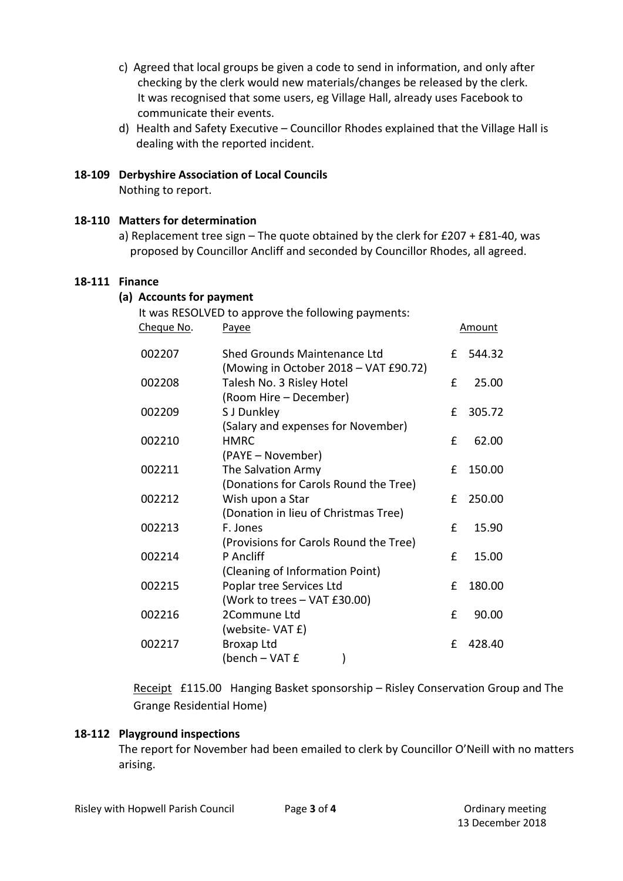c) Agreed that local groups be given a code to send in information, and only after checking by the clerk would new materials/changes be released by the clerk. It was recognised that some users, eg Village Hall, already uses Facebook to communicate their events.

d) Health and Safety Executive – Councillor Rhodes explained that the Village Hall is dealing with the reported incident.

**18-109 Derbyshire Association of Local Councils**

Nothing to report.

**18-110 Matters for determination**

a) Replacement tree sign – The quote obtained by the clerk for £207 + £81-40, was proposed by Councillor Ancliff and seconded by Councillor Rhodes, all agreed.

**18-111 Finance**

**(a) Accounts for payment**

It was RESOLVED to approve the following payments:

| Cheque No. | Payee | Amount |
|---|---|---|
| 002207 | Shed Grounds Maintenance Ltd (Mowing in October 2018 – VAT £90.72) | £ 544.32 |
| 002208 | Talesh No. 3 Risley Hotel (Room Hire – December) | £ 25.00 |
| 002209 | S J Dunkley (Salary and expenses for November) | £ 305.72 |
| 002210 | HMRC (PAYE – November) | £ 62.00 |
| 002211 | The Salvation Army (Donations for Carols Round the Tree) | £ 150.00 |
| 002212 | Wish upon a Star (Donation in lieu of Christmas Tree) | £ 250.00 |
| 002213 | F. Jones (Provisions for Carols Round the Tree) | £ 15.90 |
| 002214 | P Ancliff (Cleaning of Information Point) | £ 15.00 |
| 002215 | Poplar tree Services Ltd (Work to trees – VAT £30.00) | £ 180.00 |
| 002216 | 2Commune Ltd (website- VAT £) | £ 90.00 |
| 002217 | Broxap Ltd (bench – VAT £ ) | £ 428.40 |

Receipt £115.00 Hanging Basket sponsorship – Risley Conservation Group and The Grange Residential Home)

**18-112 Playground inspections**

The report for November had been emailed to clerk by Councillor O'Neill with no matters arising.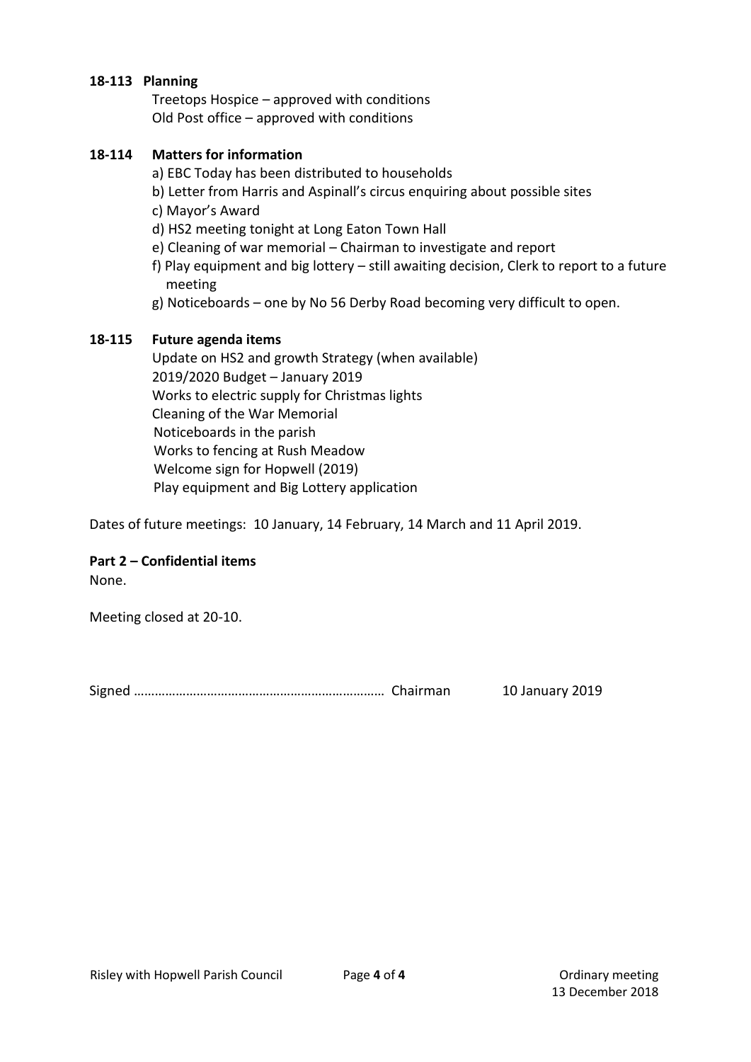**18-113 Planning**

Treetops Hospice – approved with conditions
Old Post office – approved with conditions

**18-114 Matters for information**

a) EBC Today has been distributed to households
b) Letter from Harris and Aspinall's circus enquiring about possible sites
c) Mayor's Award
d) HS2 meeting tonight at Long Eaton Town Hall
e) Cleaning of war memorial – Chairman to investigate and report
f) Play equipment and big lottery – still awaiting decision, Clerk to report to a future meeting
g) Noticeboards – one by No 56 Derby Road becoming very difficult to open.

**18-115 Future agenda items**

Update on HS2 and growth Strategy (when available)
2019/2020 Budget – January 2019
Works to electric supply for Christmas lights
Cleaning of the War Memorial
Noticeboards in the parish
Works to fencing at Rush Meadow
Welcome sign for Hopwell (2019)
Play equipment and Big Lottery application

Dates of future meetings: 10 January, 14 February, 14 March and 11 April 2019.

**Part 2 – Confidential items**

None.

Meeting closed at 20-10.

Signed ……………………………………………………………… Chairman 10 January 2019